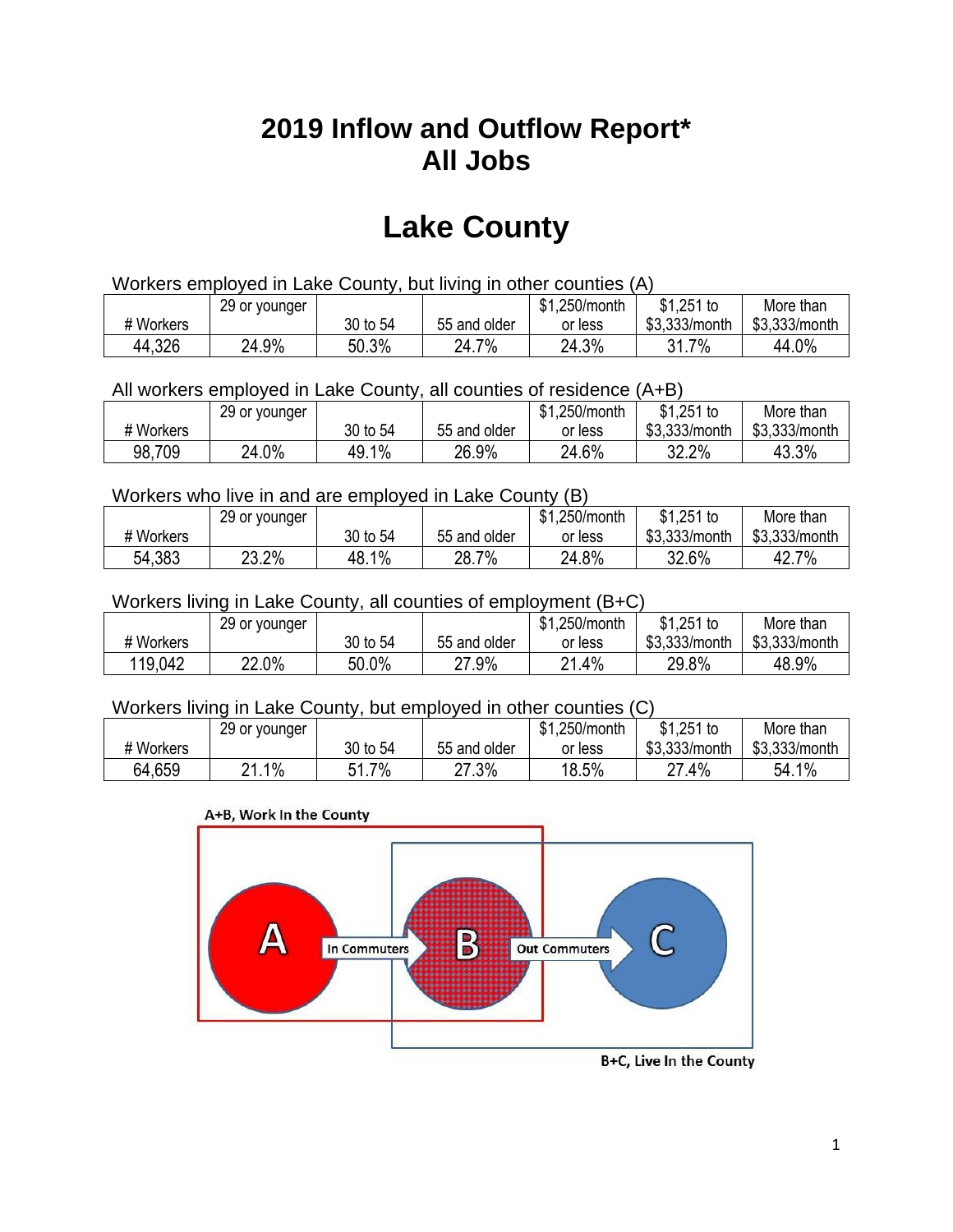# 2019 Inflow and Outflow Report*
# All Jobs

## Lake County

Workers employed in Lake County, but living in other counties (A)

| # Workers | 29 or younger | 30 to 54 | 55 and older | $1,250/month or less | $1,251 to $3,333/month | More than $3,333/month |
|---|---|---|---|---|---|---|
| 44,326 | 24.9% | 50.3% | 24.7% | 24.3% | 31.7% | 44.0% |

All workers employed in Lake County, all counties of residence (A+B)

| # Workers | 29 or younger | 30 to 54 | 55 and older | $1,250/month or less | $1,251 to $3,333/month | More than $3,333/month |
|---|---|---|---|---|---|---|
| 98,709 | 24.0% | 49.1% | 26.9% | 24.6% | 32.2% | 43.3% |

Workers who live in and are employed in Lake County (B)

| # Workers | 29 or younger | 30 to 54 | 55 and older | $1,250/month or less | $1,251 to $3,333/month | More than $3,333/month |
|---|---|---|---|---|---|---|
| 54,383 | 23.2% | 48.1% | 28.7% | 24.8% | 32.6% | 42.7% |

Workers living in Lake County, all counties of employment (B+C)

| # Workers | 29 or younger | 30 to 54 | 55 and older | $1,250/month or less | $1,251 to $3,333/month | More than $3,333/month |
|---|---|---|---|---|---|---|
| 119,042 | 22.0% | 50.0% | 27.9% | 21.4% | 29.8% | 48.9% |

Workers living in Lake County, but employed in other counties (C)

| # Workers | 29 or younger | 30 to 54 | 55 and older | $1,250/month or less | $1,251 to $3,333/month | More than $3,333/month |
|---|---|---|---|---|---|---|
| 64,659 | 21.1% | 51.7% | 27.3% | 18.5% | 27.4% | 54.1% |

A+B, Work In the County

A — In Commuters → B — Out Commuters → C

B+C, Live In the County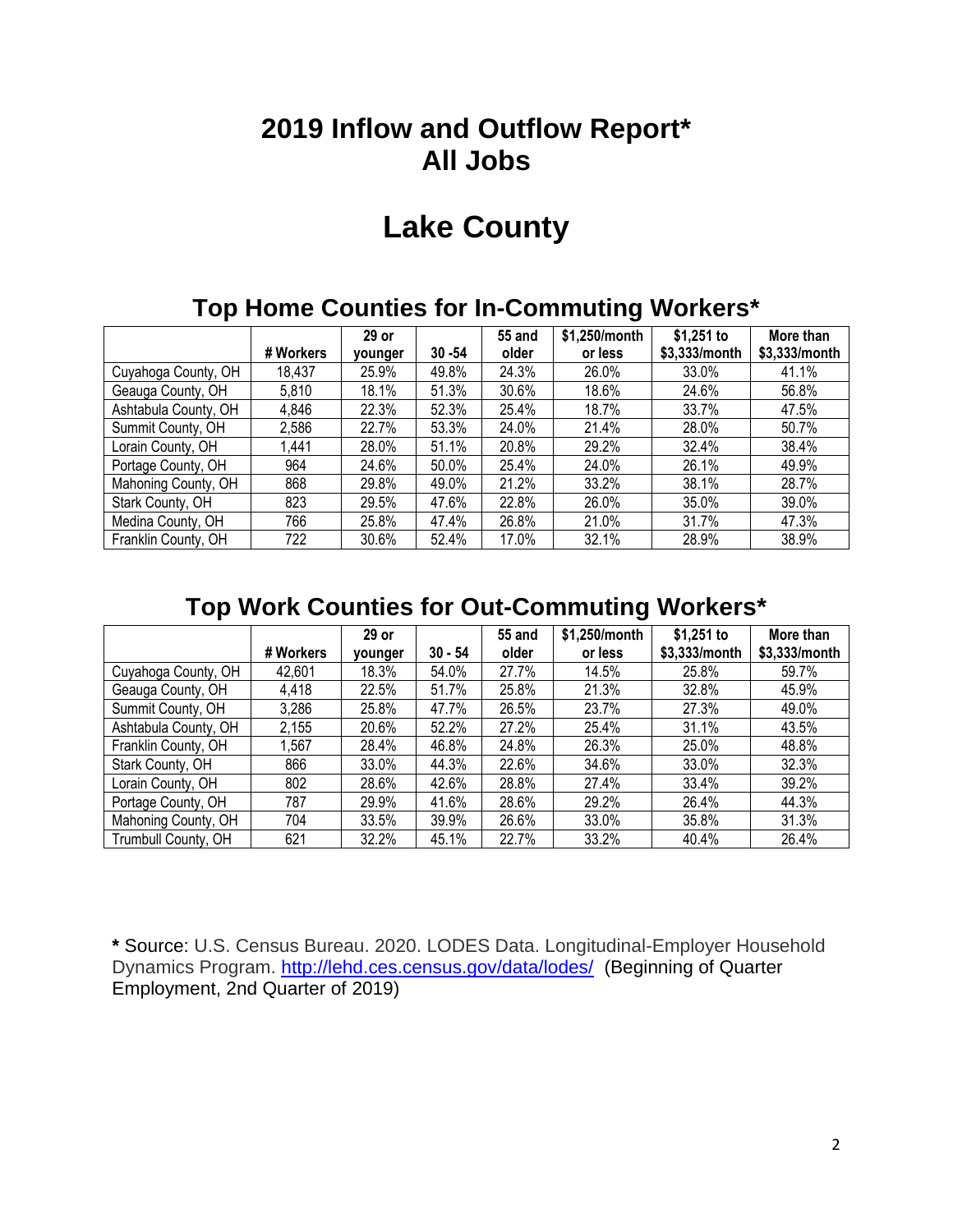# 2019 Inflow and Outflow Report*
# All Jobs

# Lake County

## Top Home Counties for In-Commuting Workers*

| | # Workers | 29 or younger | 30 -54 | 55 and older | $1,250/month or less | $1,251 to $3,333/month | More than $3,333/month |
|---|---|---|---|---|---|---|---|
| Cuyahoga County, OH | 18,437 | 25.9% | 49.8% | 24.3% | 26.0% | 33.0% | 41.1% |
| Geauga County, OH | 5,810 | 18.1% | 51.3% | 30.6% | 18.6% | 24.6% | 56.8% |
| Ashtabula County, OH | 4,846 | 22.3% | 52.3% | 25.4% | 18.7% | 33.7% | 47.5% |
| Summit County, OH | 2,586 | 22.7% | 53.3% | 24.0% | 21.4% | 28.0% | 50.7% |
| Lorain County, OH | 1,441 | 28.0% | 51.1% | 20.8% | 29.2% | 32.4% | 38.4% |
| Portage County, OH | 964 | 24.6% | 50.0% | 25.4% | 24.0% | 26.1% | 49.9% |
| Mahoning County, OH | 868 | 29.8% | 49.0% | 21.2% | 33.2% | 38.1% | 28.7% |
| Stark County, OH | 823 | 29.5% | 47.6% | 22.8% | 26.0% | 35.0% | 39.0% |
| Medina County, OH | 766 | 25.8% | 47.4% | 26.8% | 21.0% | 31.7% | 47.3% |
| Franklin County, OH | 722 | 30.6% | 52.4% | 17.0% | 32.1% | 28.9% | 38.9% |

## Top Work Counties for Out-Commuting Workers*

| | # Workers | 29 or younger | 30 - 54 | 55 and older | $1,250/month or less | $1,251 to $3,333/month | More than $3,333/month |
|---|---|---|---|---|---|---|---|
| Cuyahoga County, OH | 42,601 | 18.3% | 54.0% | 27.7% | 14.5% | 25.8% | 59.7% |
| Geauga County, OH | 4,418 | 22.5% | 51.7% | 25.8% | 21.3% | 32.8% | 45.9% |
| Summit County, OH | 3,286 | 25.8% | 47.7% | 26.5% | 23.7% | 27.3% | 49.0% |
| Ashtabula County, OH | 2,155 | 20.6% | 52.2% | 27.2% | 25.4% | 31.1% | 43.5% |
| Franklin County, OH | 1,567 | 28.4% | 46.8% | 24.8% | 26.3% | 25.0% | 48.8% |
| Stark County, OH | 866 | 33.0% | 44.3% | 22.6% | 34.6% | 33.0% | 32.3% |
| Lorain County, OH | 802 | 28.6% | 42.6% | 28.8% | 27.4% | 33.4% | 39.2% |
| Portage County, OH | 787 | 29.9% | 41.6% | 28.6% | 29.2% | 26.4% | 44.3% |
| Mahoning County, OH | 704 | 33.5% | 39.9% | 26.6% | 33.0% | 35.8% | 31.3% |
| Trumbull County, OH | 621 | 32.2% | 45.1% | 22.7% | 33.2% | 40.4% | 26.4% |

**\*** Source: U.S. Census Bureau. 2020. LODES Data. Longitudinal-Employer Household Dynamics Program. http://lehd.ces.census.gov/data/lodes/ (Beginning of Quarter Employment, 2nd Quarter of 2019)